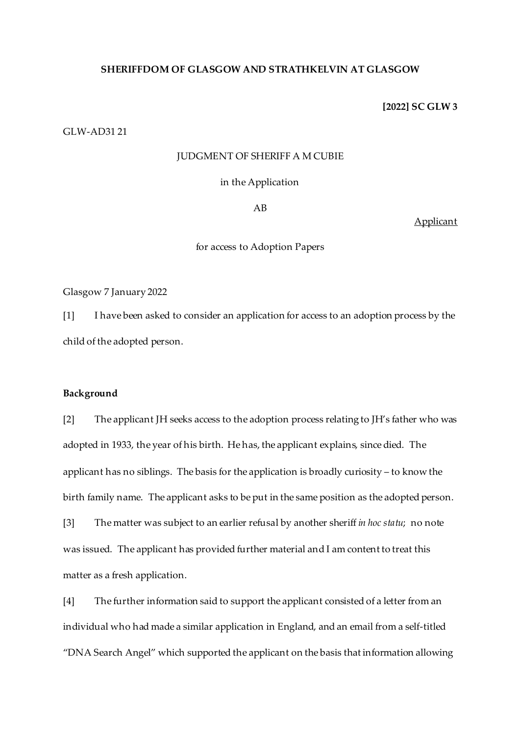**SHERIFFDOM OF GLASGOW AND STRATHKELVIN AT GLASGOW**

**[2022] SC GLW 3**

GLW-AD31 21

JUDGMENT OF SHERIFF A M CUBIE

in the Application

AB

<u>Applicant</u>

for access to Adoption Papers

Glasgow 7 January 2022

[1] I have been asked to consider an application for access to an adoption process by the child of the adopted person.

**Background**

[2] The applicant JH seeks access to the adoption process relating to JH's father who was adopted in 1933, the year of his birth. He has, the applicant explains, since died. The applicant has no siblings. The basis for the application is broadly curiosity – to know the birth family name. The applicant asks to be put in the same position as the adopted person.

[3] The matter was subject to an earlier refusal by another sheriff *in hoc statu*; no note was issued. The applicant has provided further material and I am content to treat this matter as a fresh application.

[4] The further information said to support the applicant consisted of a letter from an individual who had made a similar application in England, and an email from a self-titled "DNA Search Angel" which supported the applicant on the basis that information allowing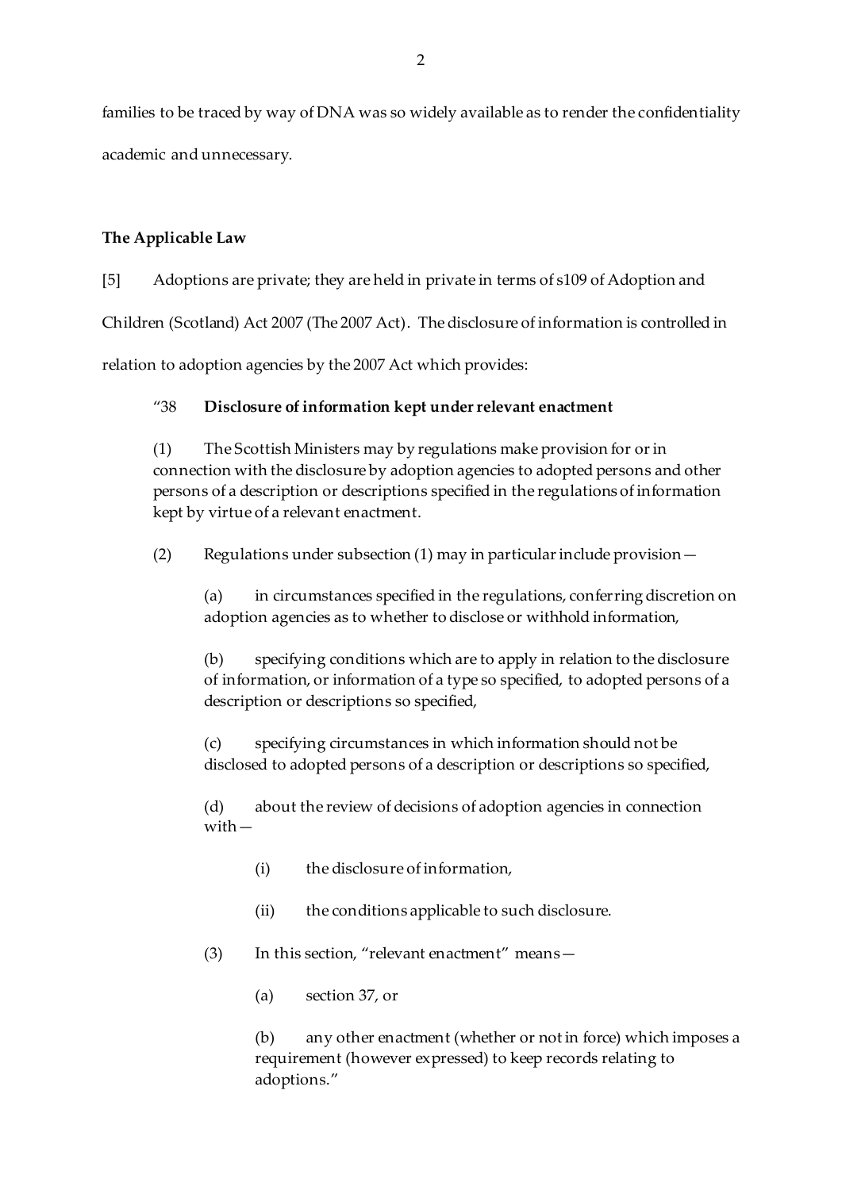families to be traced by way of DNA was so widely available as to render the confidentiality academic and unnecessary.

**The Applicable Law**

[5] Adoptions are private; they are held in private in terms of s109 of Adoption and Children (Scotland) Act 2007 (The 2007 Act). The disclosure of information is controlled in relation to adoption agencies by the 2007 Act which provides:

> "38 **Disclosure of information kept under relevant enactment**
>
> (1) The Scottish Ministers may by regulations make provision for or in connection with the disclosure by adoption agencies to adopted persons and other persons of a description or descriptions specified in the regulations of information kept by virtue of a relevant enactment.
>
> (2) Regulations under subsection (1) may in particular include provision—
>
> (a) in circumstances specified in the regulations, conferring discretion on adoption agencies as to whether to disclose or withhold information,
>
> (b) specifying conditions which are to apply in relation to the disclosure of information, or information of a type so specified, to adopted persons of a description or descriptions so specified,
>
> (c) specifying circumstances in which information should not be disclosed to adopted persons of a description or descriptions so specified,
>
> (d) about the review of decisions of adoption agencies in connection with—
>
> (i) the disclosure of information,
>
> (ii) the conditions applicable to such disclosure.
>
> (3) In this section, "relevant enactment" means—
>
> (a) section 37, or
>
> (b) any other enactment (whether or not in force) which imposes a requirement (however expressed) to keep records relating to adoptions."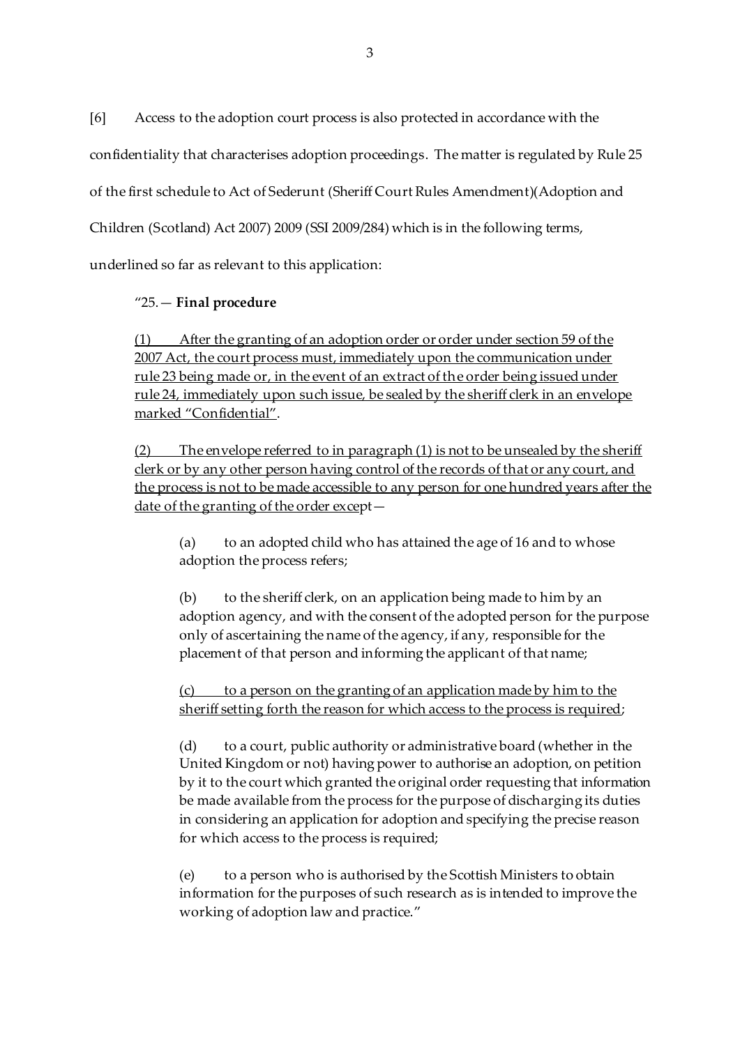[6] Access to the adoption court process is also protected in accordance with the confidentiality that characterises adoption proceedings. The matter is regulated by Rule 25 of the first schedule to Act of Sederunt (Sheriff Court Rules Amendment)(Adoption and Children (Scotland) Act 2007) 2009 (SSI 2009/284) which is in the following terms, underlined so far as relevant to this application:

> "25.— **Final procedure**
>
> <u>(1) After the granting of an adoption order or order under section 59 of the 2007 Act, the court process must, immediately upon the communication under rule 23 being made or, in the event of an extract of the order being issued under rule 24, immediately upon such issue, be sealed by the sheriff clerk in an envelope marked "Confidential".</u>
>
> <u>(2) The envelope referred to in paragraph (1) is not to be unsealed by the sheriff clerk or by any other person having control of the records of that or any court, and the process is not to be made accessible to any person for one hundred years after the date of the granting of the order except</u>—
>
> > (a) to an adopted child who has attained the age of 16 and to whose adoption the process refers;
> >
> > (b) to the sheriff clerk, on an application being made to him by an adoption agency, and with the consent of the adopted person for the purpose only of ascertaining the name of the agency, if any, responsible for the placement of that person and informing the applicant of that name;
> >
> > <u>(c) to a person on the granting of an application made by him to the sheriff setting forth the reason for which access to the process is required</u>;
> >
> > (d) to a court, public authority or administrative board (whether in the United Kingdom or not) having power to authorise an adoption, on petition by it to the court which granted the original order requesting that information be made available from the process for the purpose of discharging its duties in considering an application for adoption and specifying the precise reason for which access to the process is required;
> >
> > (e) to a person who is authorised by the Scottish Ministers to obtain information for the purposes of such research as is intended to improve the working of adoption law and practice."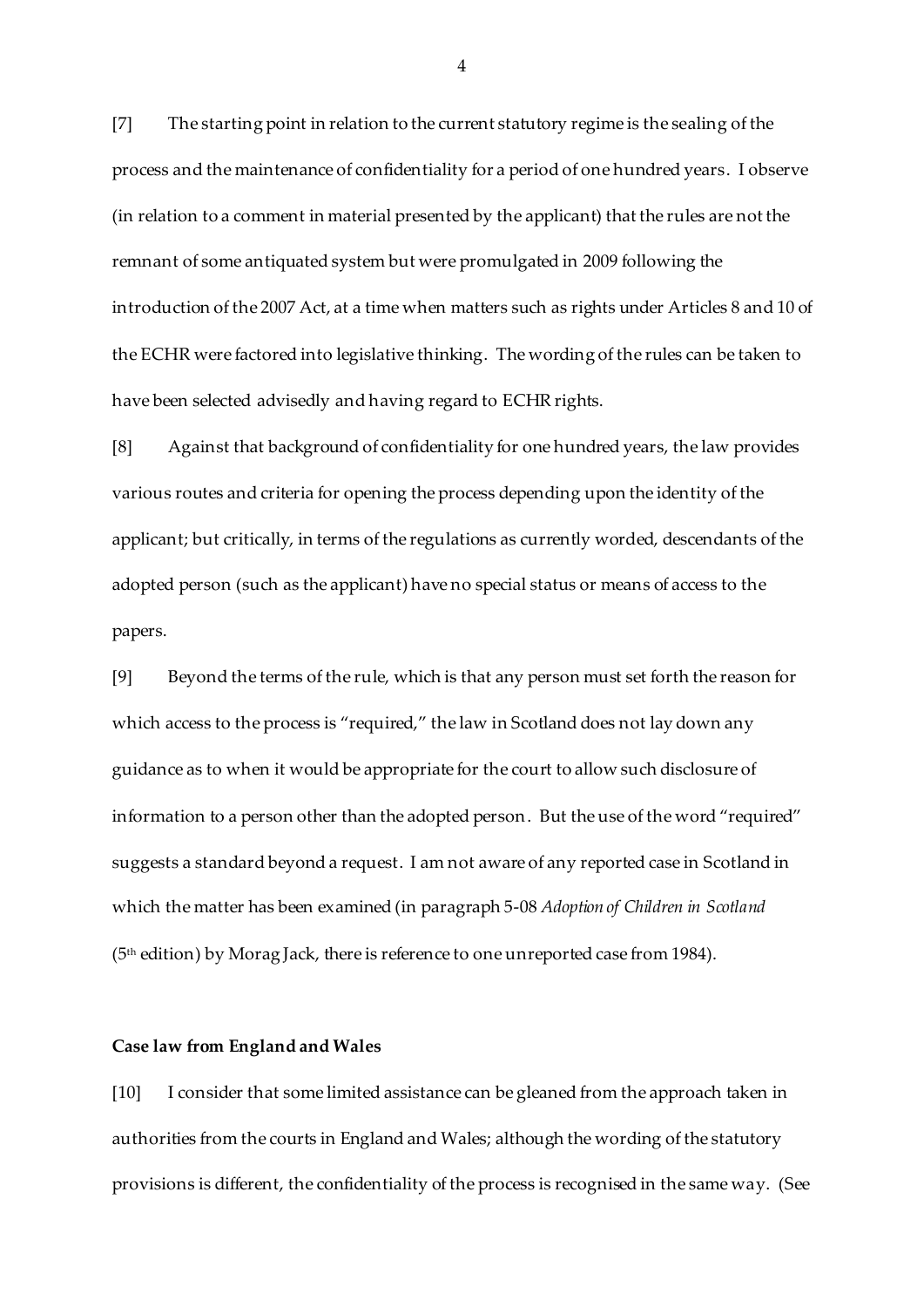[7] The starting point in relation to the current statutory regime is the sealing of the process and the maintenance of confidentiality for a period of one hundred years. I observe (in relation to a comment in material presented by the applicant) that the rules are not the remnant of some antiquated system but were promulgated in 2009 following the introduction of the 2007 Act, at a time when matters such as rights under Articles 8 and 10 of the ECHR were factored into legislative thinking. The wording of the rules can be taken to have been selected advisedly and having regard to ECHR rights.

[8] Against that background of confidentiality for one hundred years, the law provides various routes and criteria for opening the process depending upon the identity of the applicant; but critically, in terms of the regulations as currently worded, descendants of the adopted person (such as the applicant) have no special status or means of access to the papers.

[9] Beyond the terms of the rule, which is that any person must set forth the reason for which access to the process is "required," the law in Scotland does not lay down any guidance as to when it would be appropriate for the court to allow such disclosure of information to a person other than the adopted person. But the use of the word "required" suggests a standard beyond a request. I am not aware of any reported case in Scotland in which the matter has been examined (in paragraph 5-08 *Adoption of Children in Scotland* (5th edition) by Morag Jack, there is reference to one unreported case from 1984).

**Case law from England and Wales**

[10] I consider that some limited assistance can be gleaned from the approach taken in authorities from the courts in England and Wales; although the wording of the statutory provisions is different, the confidentiality of the process is recognised in the same way. (See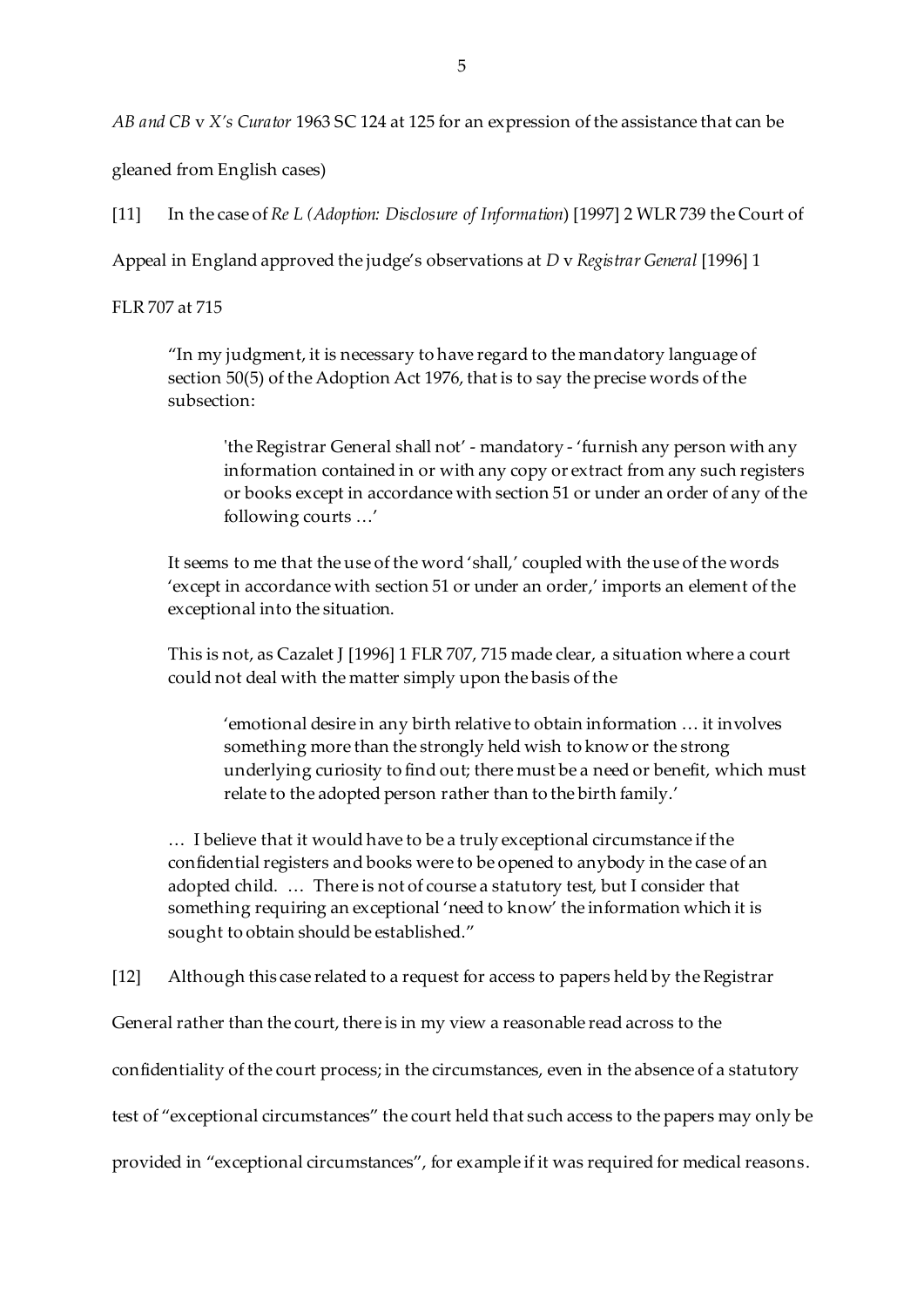*AB and CB* v *X's Curator* 1963 SC 124 at 125 for an expression of the assistance that can be gleaned from English cases)

[11] In the case of *Re L (Adoption: Disclosure of Information*) [1997] 2 WLR 739 the Court of Appeal in England approved the judge's observations at *D* v *Registrar General* [1996] 1 FLR 707 at 715

> "In my judgment, it is necessary to have regard to the mandatory language of section 50(5) of the Adoption Act 1976, that is to say the precise words of the subsection:
>
> > 'the Registrar General shall not' - mandatory - 'furnish any person with any information contained in or with any copy or extract from any such registers or books except in accordance with section 51 or under an order of any of the following courts …'
>
> It seems to me that the use of the word 'shall,' coupled with the use of the words 'except in accordance with section 51 or under an order,' imports an element of the exceptional into the situation.
>
> This is not, as Cazalet J [1996] 1 FLR 707, 715 made clear, a situation where a court could not deal with the matter simply upon the basis of the
>
> > 'emotional desire in any birth relative to obtain information … it involves something more than the strongly held wish to know or the strong underlying curiosity to find out; there must be a need or benefit, which must relate to the adopted person rather than to the birth family.'
>
> … I believe that it would have to be a truly exceptional circumstance if the confidential registers and books were to be opened to anybody in the case of an adopted child. … There is not of course a statutory test, but I consider that something requiring an exceptional 'need to know' the information which it is sought to obtain should be established."

[12] Although this case related to a request for access to papers held by the Registrar General rather than the court, there is in my view a reasonable read across to the confidentiality of the court process; in the circumstances, even in the absence of a statutory test of "exceptional circumstances" the court held that such access to the papers may only be provided in "exceptional circumstances", for example if it was required for medical reasons.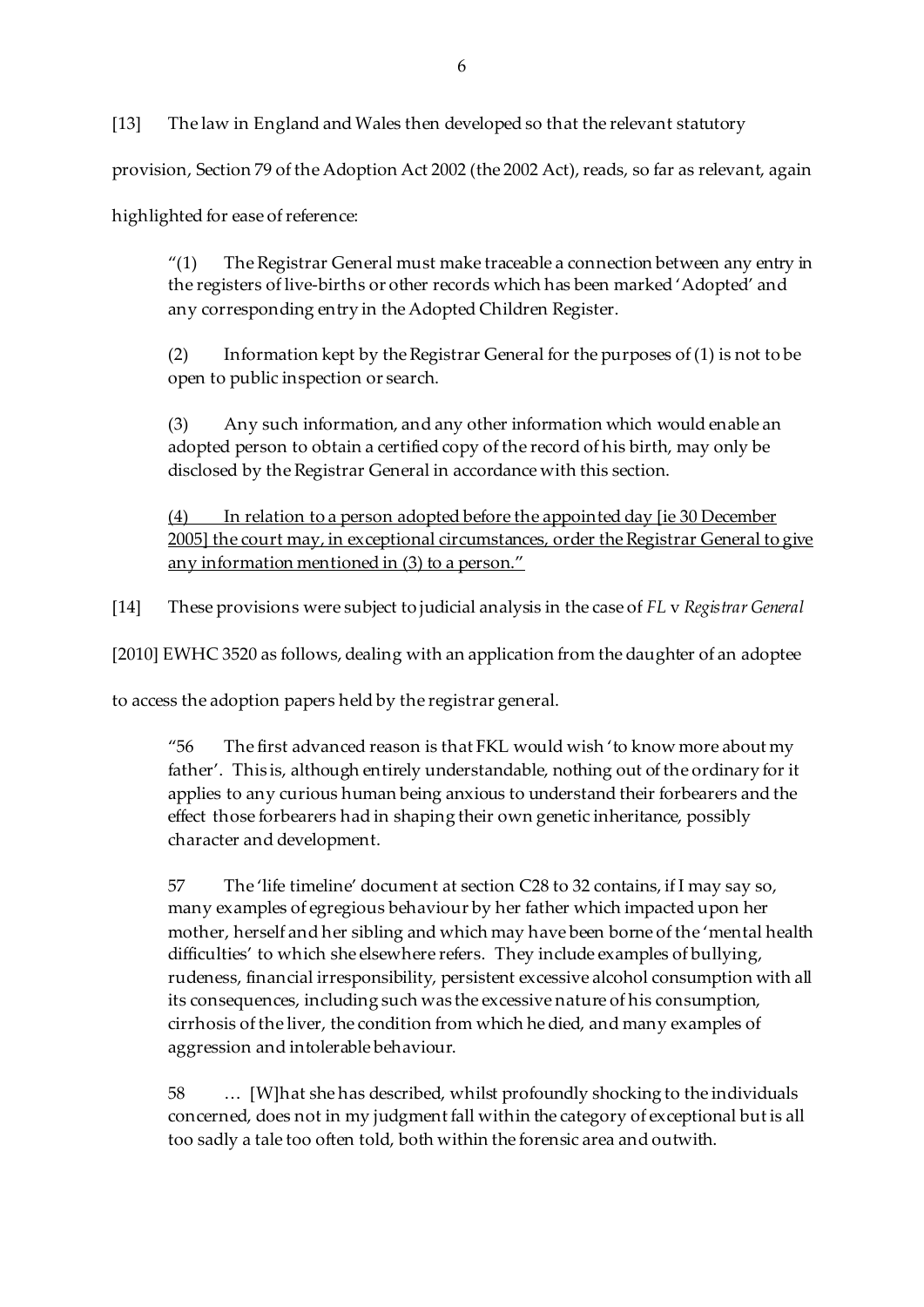[13] The law in England and Wales then developed so that the relevant statutory provision, Section 79 of the Adoption Act 2002 (the 2002 Act), reads, so far as relevant, again highlighted for ease of reference:

> "(1) The Registrar General must make traceable a connection between any entry in the registers of live-births or other records which has been marked 'Adopted' and any corresponding entry in the Adopted Children Register.
>
> (2) Information kept by the Registrar General for the purposes of (1) is not to be open to public inspection or search.
>
> (3) Any such information, and any other information which would enable an adopted person to obtain a certified copy of the record of his birth, may only be disclosed by the Registrar General in accordance with this section.
>
> <u>(4) In relation to a person adopted before the appointed day [ie 30 December 2005] the court may, in exceptional circumstances, order the Registrar General to give any information mentioned in (3) to a person."</u>

[14] These provisions were subject to judicial analysis in the case of *FL* v *Registrar General* [2010] EWHC 3520 as follows, dealing with an application from the daughter of an adoptee to access the adoption papers held by the registrar general.

> "56 The first advanced reason is that FKL would wish 'to know more about my father'. This is, although entirely understandable, nothing out of the ordinary for it applies to any curious human being anxious to understand their forbearers and the effect those forbearers had in shaping their own genetic inheritance, possibly character and development.
>
> 57 The 'life timeline' document at section C28 to 32 contains, if I may say so, many examples of egregious behaviour by her father which impacted upon her mother, herself and her sibling and which may have been borne of the 'mental health difficulties' to which she elsewhere refers. They include examples of bullying, rudeness, financial irresponsibility, persistent excessive alcohol consumption with all its consequences, including such was the excessive nature of his consumption, cirrhosis of the liver, the condition from which he died, and many examples of aggression and intolerable behaviour.
>
> 58 … [W]hat she has described, whilst profoundly shocking to the individuals concerned, does not in my judgment fall within the category of exceptional but is all too sadly a tale too often told, both within the forensic area and outwith.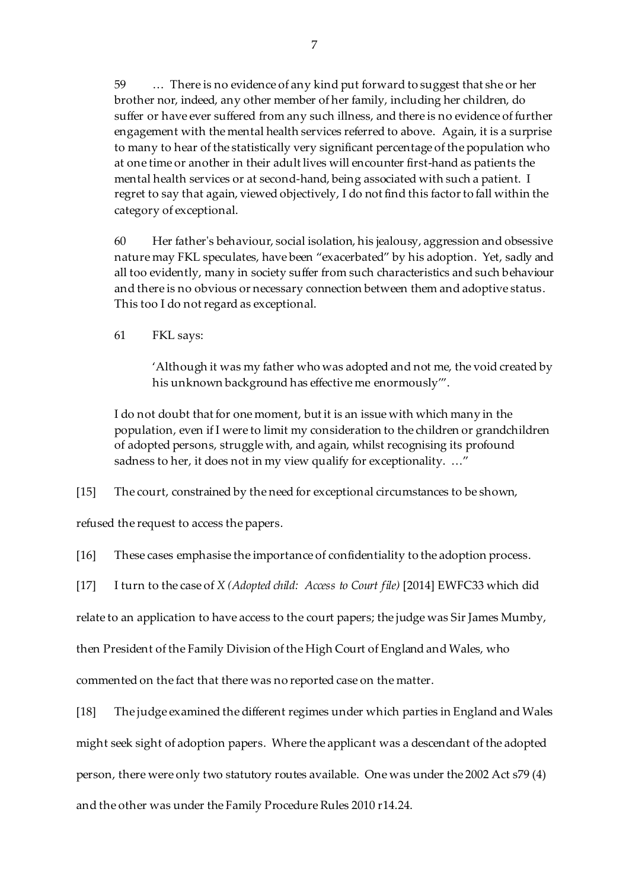59 … There is no evidence of any kind put forward to suggest that she or her brother nor, indeed, any other member of her family, including her children, do suffer or have ever suffered from any such illness, and there is no evidence of further engagement with the mental health services referred to above. Again, it is a surprise to many to hear of the statistically very significant percentage of the population who at one time or another in their adult lives will encounter first-hand as patients the mental health services or at second-hand, being associated with such a patient. I regret to say that again, viewed objectively, I do not find this factor to fall within the category of exceptional.

60 Her father's behaviour, social isolation, his jealousy, aggression and obsessive nature may FKL speculates, have been "exacerbated" by his adoption. Yet, sadly and all too evidently, many in society suffer from such characteristics and such behaviour and there is no obvious or necessary connection between them and adoptive status. This too I do not regard as exceptional.

61 FKL says:

> 'Although it was my father who was adopted and not me, the void created by his unknown background has effective me enormously'".

I do not doubt that for one moment, but it is an issue with which many in the population, even if I were to limit my consideration to the children or grandchildren of adopted persons, struggle with, and again, whilst recognising its profound sadness to her, it does not in my view qualify for exceptionality. …"

[15] The court, constrained by the need for exceptional circumstances to be shown, refused the request to access the papers.

[16] These cases emphasise the importance of confidentiality to the adoption process.

[17] I turn to the case of *X (Adopted child: Access to Court file)* [2014] EWFC33 which did relate to an application to have access to the court papers; the judge was Sir James Mumby, then President of the Family Division of the High Court of England and Wales, who commented on the fact that there was no reported case on the matter.

[18] The judge examined the different regimes under which parties in England and Wales might seek sight of adoption papers. Where the applicant was a descendant of the adopted person, there were only two statutory routes available. One was under the 2002 Act s79 (4) and the other was under the Family Procedure Rules 2010 r14.24.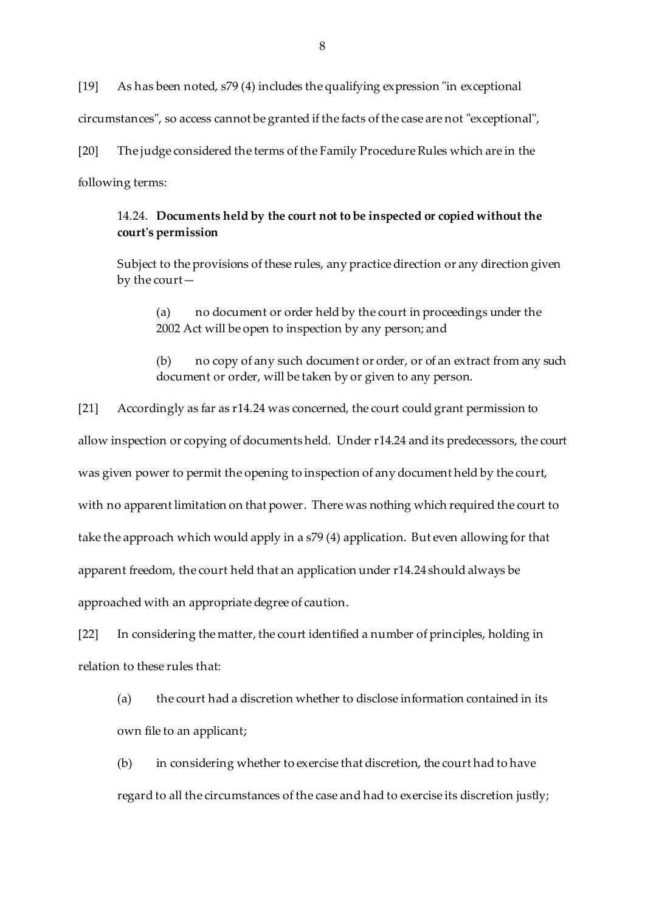[19] As has been noted, s79 (4) includes the qualifying expression "in exceptional circumstances", so access cannot be granted if the facts of the case are not "exceptional",

[20] The judge considered the terms of the Family Procedure Rules which are in the following terms:

> 14.24. **Documents held by the court not to be inspected or copied without the court's permission**
>
> Subject to the provisions of these rules, any practice direction or any direction given by the court—
>
> > (a) no document or order held by the court in proceedings under the 2002 Act will be open to inspection by any person; and
> >
> > (b) no copy of any such document or order, or of an extract from any such document or order, will be taken by or given to any person.

[21] Accordingly as far as r14.24 was concerned, the court could grant permission to allow inspection or copying of documents held. Under r14.24 and its predecessors, the court was given power to permit the opening to inspection of any document held by the court, with no apparent limitation on that power. There was nothing which required the court to take the approach which would apply in a s79 (4) application. But even allowing for that apparent freedom, the court held that an application under r14.24 should always be approached with an appropriate degree of caution.

[22] In considering the matter, the court identified a number of principles, holding in relation to these rules that:

> (a) the court had a discretion whether to disclose information contained in its own file to an applicant;
>
> (b) in considering whether to exercise that discretion, the court had to have regard to all the circumstances of the case and had to exercise its discretion justly;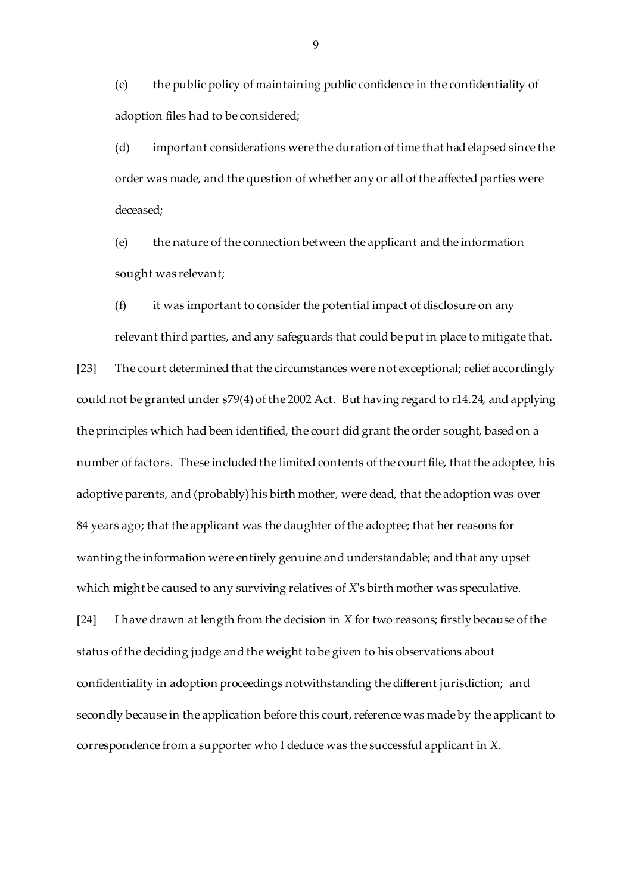(c) the public policy of maintaining public confidence in the confidentiality of adoption files had to be considered;

(d) important considerations were the duration of time that had elapsed since the order was made, and the question of whether any or all of the affected parties were deceased;

(e) the nature of the connection between the applicant and the information sought was relevant;

(f) it was important to consider the potential impact of disclosure on any relevant third parties, and any safeguards that could be put in place to mitigate that.

[23] The court determined that the circumstances were not exceptional; relief accordingly could not be granted under s79(4) of the 2002 Act. But having regard to r14.24, and applying the principles which had been identified, the court did grant the order sought, based on a number of factors. These included the limited contents of the court file, that the adoptee, his adoptive parents, and (probably) his birth mother, were dead, that the adoption was over 84 years ago; that the applicant was the daughter of the adoptee; that her reasons for wanting the information were entirely genuine and understandable; and that any upset which might be caused to any surviving relatives of *X*'s birth mother was speculative.

[24] I have drawn at length from the decision in *X* for two reasons; firstly because of the status of the deciding judge and the weight to be given to his observations about confidentiality in adoption proceedings notwithstanding the different jurisdiction; and secondly because in the application before this court, reference was made by the applicant to correspondence from a supporter who I deduce was the successful applicant in *X*.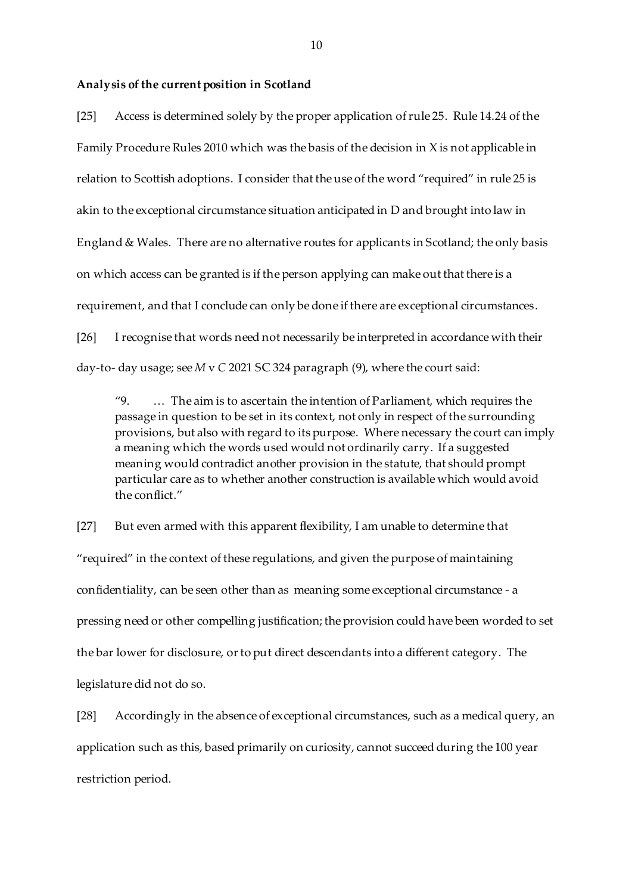**Analysis of the current position in Scotland**

[25] Access is determined solely by the proper application of rule 25. Rule 14.24 of the Family Procedure Rules 2010 which was the basis of the decision in X is not applicable in relation to Scottish adoptions. I consider that the use of the word "required" in rule 25 is akin to the exceptional circumstance situation anticipated in D and brought into law in England & Wales. There are no alternative routes for applicants in Scotland; the only basis on which access can be granted is if the person applying can make out that there is a requirement, and that I conclude can only be done if there are exceptional circumstances.

[26] I recognise that words need not necessarily be interpreted in accordance with their day-to- day usage; see *M* v *C* 2021 SC 324 paragraph (9), where the court said:

> "9. … The aim is to ascertain the intention of Parliament, which requires the passage in question to be set in its context, not only in respect of the surrounding provisions, but also with regard to its purpose. Where necessary the court can imply a meaning which the words used would not ordinarily carry. If a suggested meaning would contradict another provision in the statute, that should prompt particular care as to whether another construction is available which would avoid the conflict."

[27] But even armed with this apparent flexibility, I am unable to determine that "required" in the context of these regulations, and given the purpose of maintaining confidentiality, can be seen other than as meaning some exceptional circumstance - a pressing need or other compelling justification; the provision could have been worded to set the bar lower for disclosure, or to put direct descendants into a different category. The legislature did not do so.

[28] Accordingly in the absence of exceptional circumstances, such as a medical query, an application such as this, based primarily on curiosity, cannot succeed during the 100 year restriction period.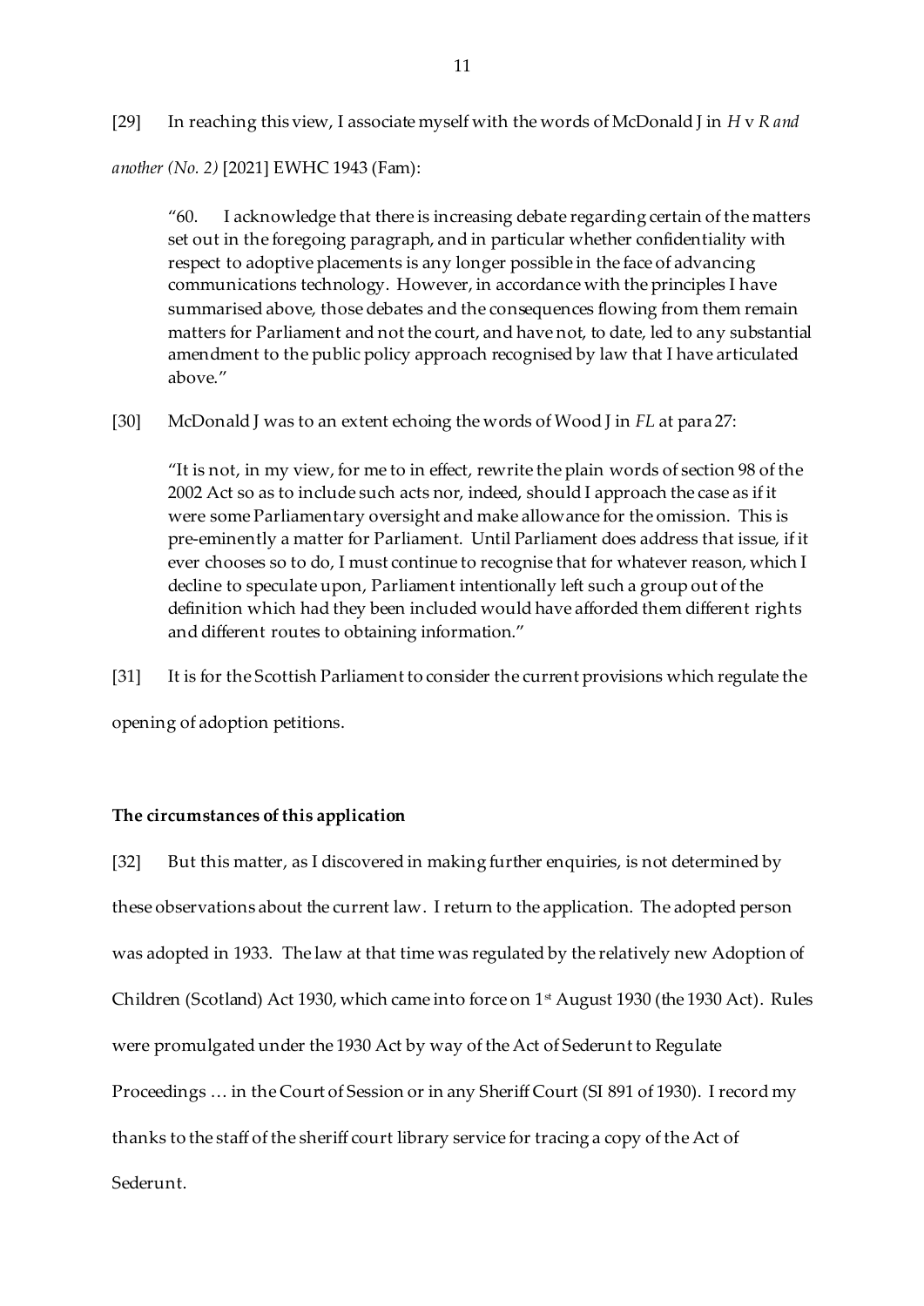[29] In reaching this view, I associate myself with the words of McDonald J in *H* v *R and another (No. 2)* [2021] EWHC 1943 (Fam):

> "60. I acknowledge that there is increasing debate regarding certain of the matters set out in the foregoing paragraph, and in particular whether confidentiality with respect to adoptive placements is any longer possible in the face of advancing communications technology. However, in accordance with the principles I have summarised above, those debates and the consequences flowing from them remain matters for Parliament and not the court, and have not, to date, led to any substantial amendment to the public policy approach recognised by law that I have articulated above."

[30] McDonald J was to an extent echoing the words of Wood J in *FL* at para 27:

> "It is not, in my view, for me to in effect, rewrite the plain words of section 98 of the 2002 Act so as to include such acts nor, indeed, should I approach the case as if it were some Parliamentary oversight and make allowance for the omission. This is pre-eminently a matter for Parliament. Until Parliament does address that issue, if it ever chooses so to do, I must continue to recognise that for whatever reason, which I decline to speculate upon, Parliament intentionally left such a group out of the definition which had they been included would have afforded them different rights and different routes to obtaining information."

[31] It is for the Scottish Parliament to consider the current provisions which regulate the opening of adoption petitions.

**The circumstances of this application**

[32] But this matter, as I discovered in making further enquiries, is not determined by these observations about the current law. I return to the application. The adopted person was adopted in 1933. The law at that time was regulated by the relatively new Adoption of Children (Scotland) Act 1930, which came into force on 1st August 1930 (the 1930 Act). Rules were promulgated under the 1930 Act by way of the Act of Sederunt to Regulate Proceedings … in the Court of Session or in any Sheriff Court (SI 891 of 1930). I record my thanks to the staff of the sheriff court library service for tracing a copy of the Act of Sederunt.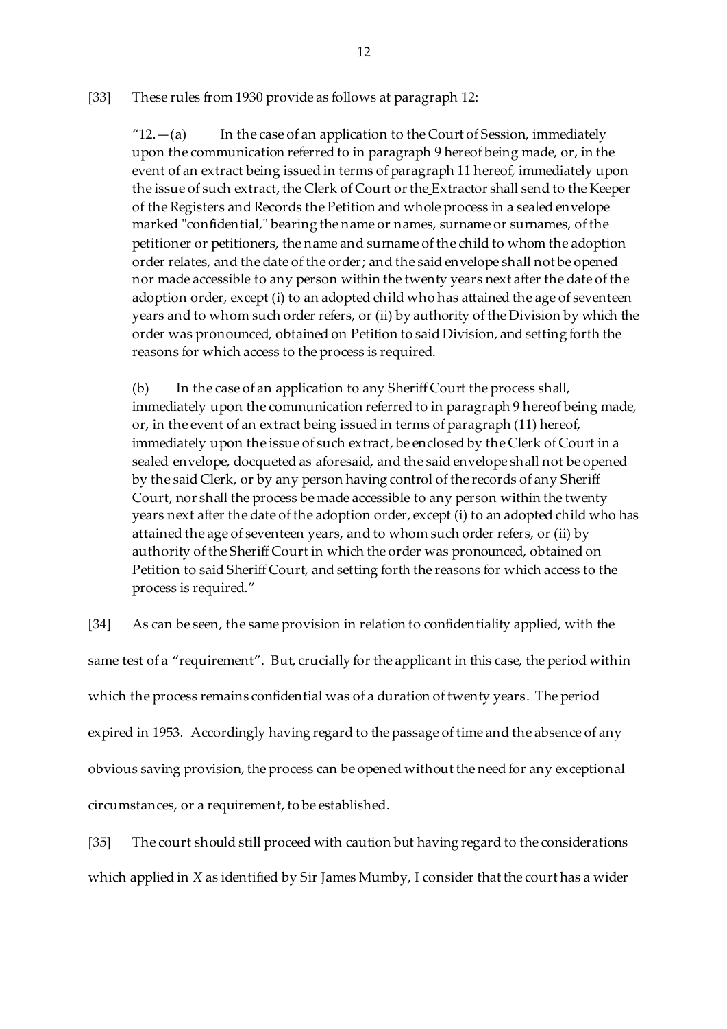[33] These rules from 1930 provide as follows at paragraph 12:

> "12.—(a) In the case of an application to the Court of Session, immediately upon the communication referred to in paragraph 9 hereof being made, or, in the event of an extract being issued in terms of paragraph 11 hereof, immediately upon the issue of such extract, the Clerk of Court or the Extractor shall send to the Keeper of the Registers and Records the Petition and whole process in a sealed envelope marked "confidential," bearing the name or names, surname or surnames, of the petitioner or petitioners, the name and surname of the child to whom the adoption order relates, and the date of the order; and the said envelope shall not be opened nor made accessible to any person within the twenty years next after the date of the adoption order, except (i) to an adopted child who has attained the age of seventeen years and to whom such order refers, or (ii) by authority of the Division by which the order was pronounced, obtained on Petition to said Division, and setting forth the reasons for which access to the process is required.
>
> (b) In the case of an application to any Sheriff Court the process shall, immediately upon the communication referred to in paragraph 9 hereof being made, or, in the event of an extract being issued in terms of paragraph (11) hereof, immediately upon the issue of such extract, be enclosed by the Clerk of Court in a sealed envelope, docqueted as aforesaid, and the said envelope shall not be opened by the said Clerk, or by any person having control of the records of any Sheriff Court, nor shall the process be made accessible to any person within the twenty years next after the date of the adoption order, except (i) to an adopted child who has attained the age of seventeen years, and to whom such order refers, or (ii) by authority of the Sheriff Court in which the order was pronounced, obtained on Petition to said Sheriff Court, and setting forth the reasons for which access to the process is required."

[34] As can be seen, the same provision in relation to confidentiality applied, with the same test of a "requirement". But, crucially for the applicant in this case, the period within which the process remains confidential was of a duration of twenty years. The period expired in 1953. Accordingly having regard to the passage of time and the absence of any obvious saving provision, the process can be opened without the need for any exceptional circumstances, or a requirement, to be established.

[35] The court should still proceed with caution but having regard to the considerations which applied in *X* as identified by Sir James Mumby, I consider that the court has a wider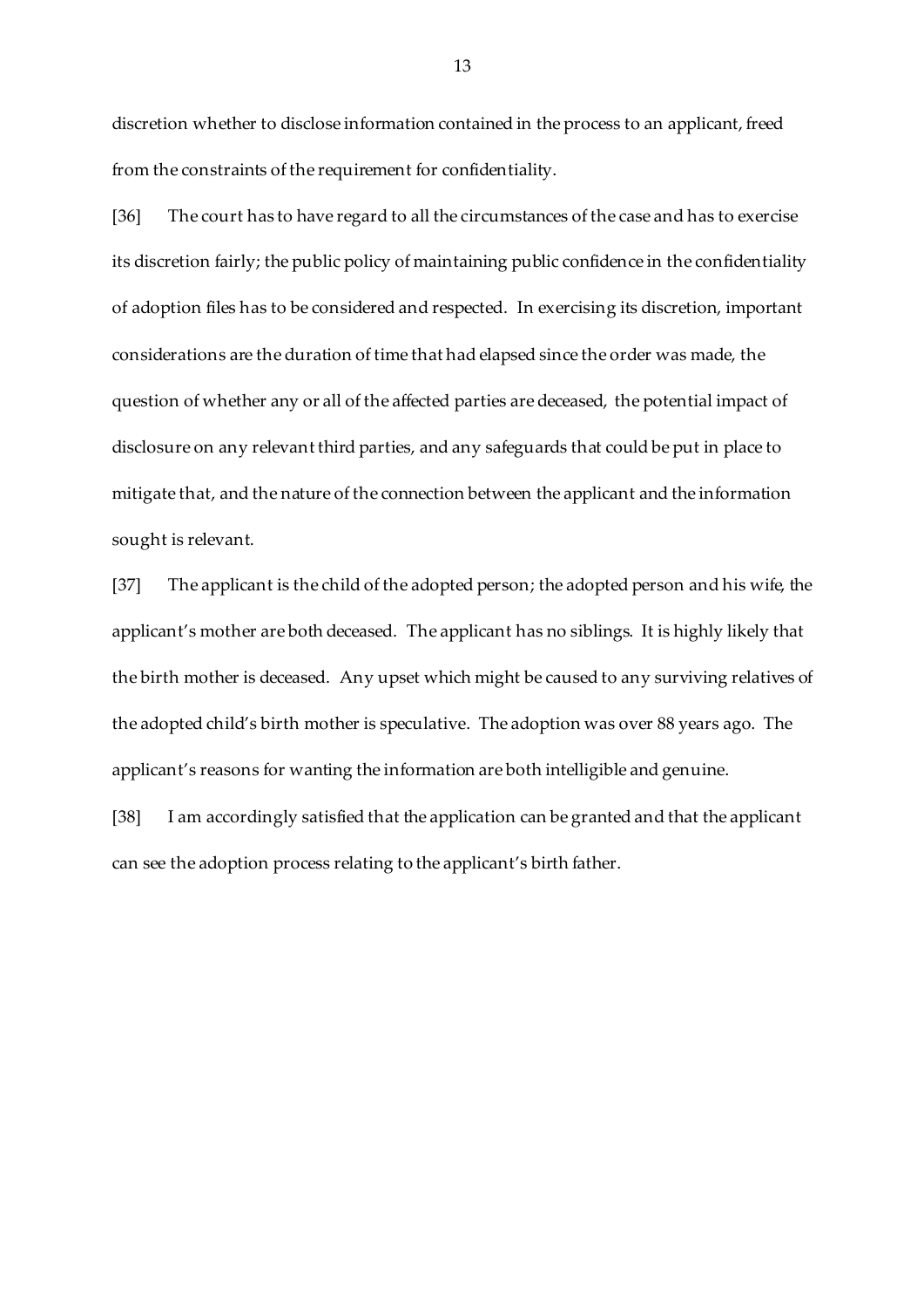discretion whether to disclose information contained in the process to an applicant, freed from the constraints of the requirement for confidentiality.

[36] The court has to have regard to all the circumstances of the case and has to exercise its discretion fairly; the public policy of maintaining public confidence in the confidentiality of adoption files has to be considered and respected. In exercising its discretion, important considerations are the duration of time that had elapsed since the order was made, the question of whether any or all of the affected parties are deceased, the potential impact of disclosure on any relevant third parties, and any safeguards that could be put in place to mitigate that, and the nature of the connection between the applicant and the information sought is relevant.

[37] The applicant is the child of the adopted person; the adopted person and his wife, the applicant's mother are both deceased. The applicant has no siblings. It is highly likely that the birth mother is deceased. Any upset which might be caused to any surviving relatives of the adopted child's birth mother is speculative. The adoption was over 88 years ago. The applicant's reasons for wanting the information are both intelligible and genuine.

[38] I am accordingly satisfied that the application can be granted and that the applicant can see the adoption process relating to the applicant's birth father.